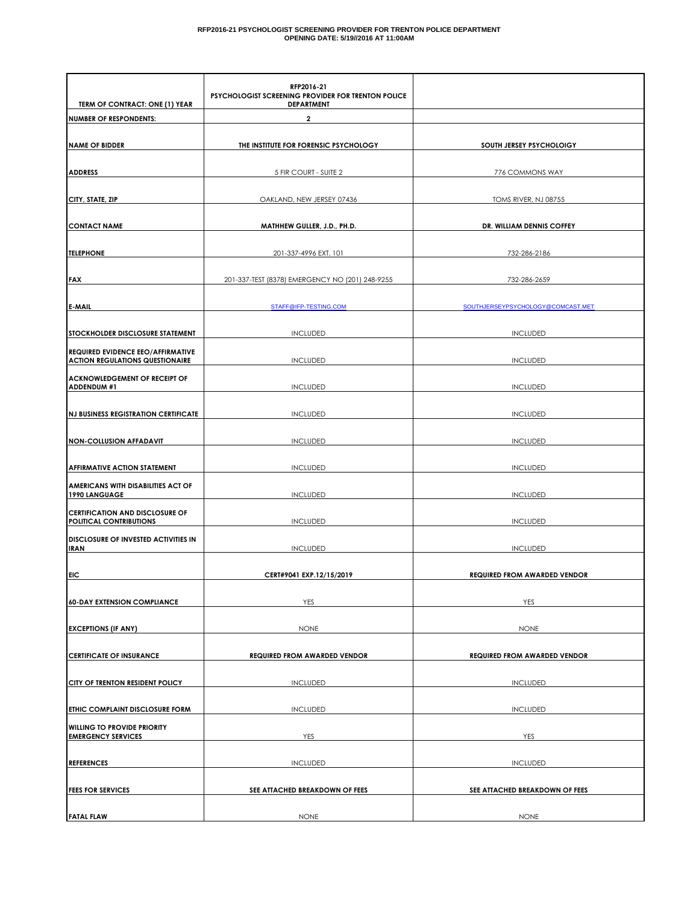**RFP2016-21 PSYCHOLOGIST SCREENING PROVIDER FOR TRENTON POLICE DEPARTMENT**
**OPENING DATE: 5/19//2016 AT 11:00AM**

| TERM OF CONTRACT: ONE (1) YEAR | RFP2016-21 PSYCHOLOGIST SCREENING PROVIDER FOR TRENTON POLICE DEPARTMENT | |
|---|---|---|
| NUMBER OF RESPONDENTS: | 2 | |
| NAME OF BIDDER | THE INSTITUTE FOR FORENSIC PSYCHOLOGY | SOUTH JERSEY PSYCHOLOIGY |
| ADDRESS | 5 FIR COURT - SUITE 2 | 776 COMMONS WAY |
| CITY, STATE, ZIP | OAKLAND, NEW JERSEY 07436 | TOMS RIVER, NJ 08755 |
| CONTACT NAME | MATHHEW GULLER, J.D., PH.D. | DR. WILLIAM DENNIS COFFEY |
| TELEPHONE | 201-337-4996 EXT. 101 | 732-286-2186 |
| FAX | 201-337-TEST (8378) EMERGENCY NO (201) 248-9255 | 732-286-2659 |
| E-MAIL | STAFF@IFP-TESTING.COM | SOUTHJERSEYPSYCHOLOGY@COMCAST.MET |
| STOCKHOLDER DISCLOSURE STATEMENT | INCLUDED | INCLUDED |
| REQUIRED EVIDENCE EEO/AFFIRMATIVE ACTION REGULATIONS QUESTIONAIRE | INCLUDED | INCLUDED |
| ACKNOWLEDGEMENT OF RECEIPT OF ADDENDUM #1 | INCLUDED | INCLUDED |
| NJ BUSINESS REGISTRATION CERTIFICATE | INCLUDED | INCLUDED |
| NON-COLLUSION AFFADAVIT | INCLUDED | INCLUDED |
| AFFIRMATIVE ACTION STATEMENT | INCLUDED | INCLUDED |
| AMERICANS WITH DISABILITIES ACT OF 1990 LANGUAGE | INCLUDED | INCLUDED |
| CERTIFICATION AND DISCLOSURE OF POLITICAL CONTRIBUTIONS | INCLUDED | INCLUDED |
| DISCLOSURE OF INVESTED ACTIVITIES IN IRAN | INCLUDED | INCLUDED |
| EIC | CERT#9041 EXP.12/15/2019 | REQUIRED FROM AWARDED VENDOR |
| 60-DAY EXTENSION COMPLIANCE | YES | YES |
| EXCEPTIONS (IF ANY) | NONE | NONE |
| CERTIFICATE OF INSURANCE | REQUIRED FROM AWARDED VENDOR | REQUIRED FROM AWARDED VENDOR |
| CITY OF TRENTON RESIDENT POLICY | INCLUDED | INCLUDED |
| ETHIC COMPLAINT DISCLOSURE FORM | INCLUDED | INCLUDED |
| WILLING TO PROVIDE PRIORITY EMERGENCY SERVICES | YES | YES |
| REFERENCES | INCLUDED | INCLUDED |
| FEES FOR SERVICES | SEE ATTACHED BREAKDOWN OF FEES | SEE ATTACHED BREAKDOWN OF FEES |
| FATAL FLAW | NONE | NONE |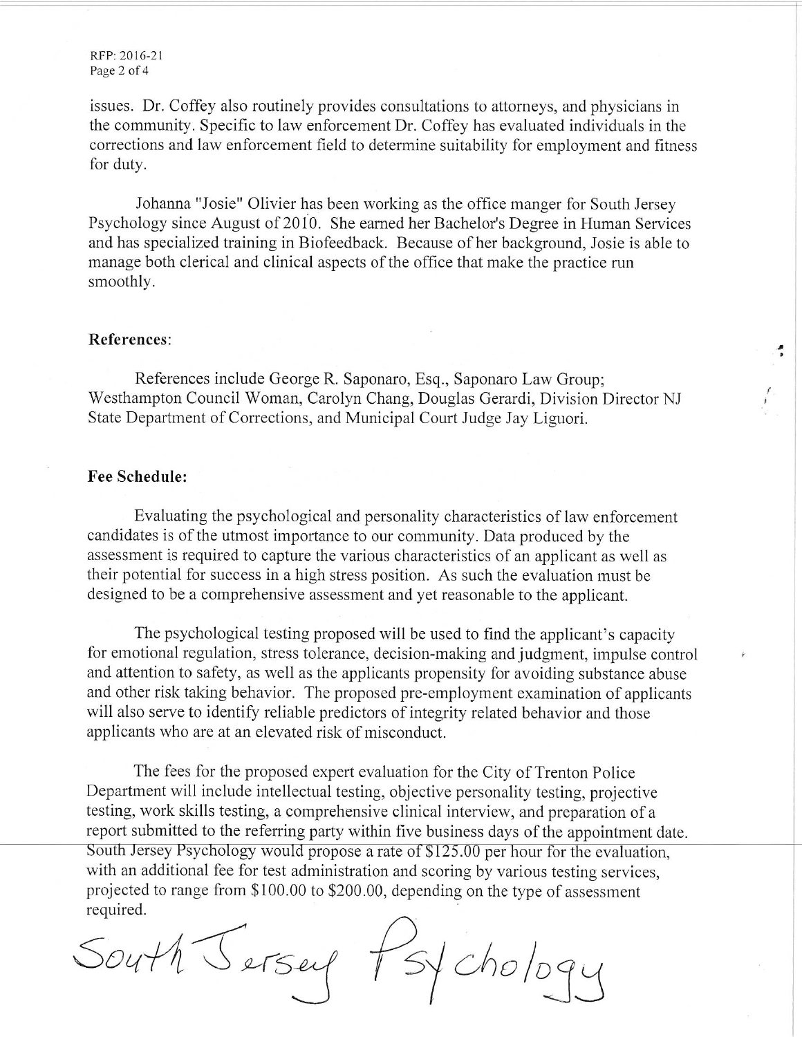issues. Dr. Coffey also routinely provides consultations to attorneys, and physicians in the community. Specific to law enforcement Dr. Coffey has evaluated individuals in the corrections and law enforcement field to determine suitability for employment and fitness for duty.

Johanna "Josie" Olivier has been working as the office manger for South Jersey Psychology since August of 2010. She earned her Bachelor's Degree in Human Services and has specialized training in Biofeedback. Because of her background, Josie is able to manage both clerical and clinical aspects of the office that make the practice run smoothly.

**References**:

References include George R. Saponaro, Esq., Saponaro Law Group; Westhampton Council Woman, Carolyn Chang, Douglas Gerardi, Division Director NJ State Department of Corrections, and Municipal Court Judge Jay Liguori.

**Fee Schedule:**

Evaluating the psychological and personality characteristics of law enforcement candidates is of the utmost importance to our community. Data produced by the assessment is required to capture the various characteristics of an applicant as well as their potential for success in a high stress position. As such the evaluation must be designed to be a comprehensive assessment and yet reasonable to the applicant.

The psychological testing proposed will be used to find the applicant's capacity for emotional regulation, stress tolerance, decision-making and judgment, impulse control and attention to safety, as well as the applicants propensity for avoiding substance abuse and other risk taking behavior. The proposed pre-employment examination of applicants will also serve to identify reliable predictors of integrity related behavior and those applicants who are at an elevated risk of misconduct.

The fees for the proposed expert evaluation for the City of Trenton Police Department will include intellectual testing, objective personality testing, projective testing, work skills testing, a comprehensive clinical interview, and preparation of a report submitted to the referring party within five business days of the appointment date. South Jersey Psychology would propose a rate of $125.00 per hour for the evaluation, with an additional fee for test administration and scoring by various testing services, projected to range from $100.00 to $200.00, depending on the type of assessment required.

South Jersey Psychology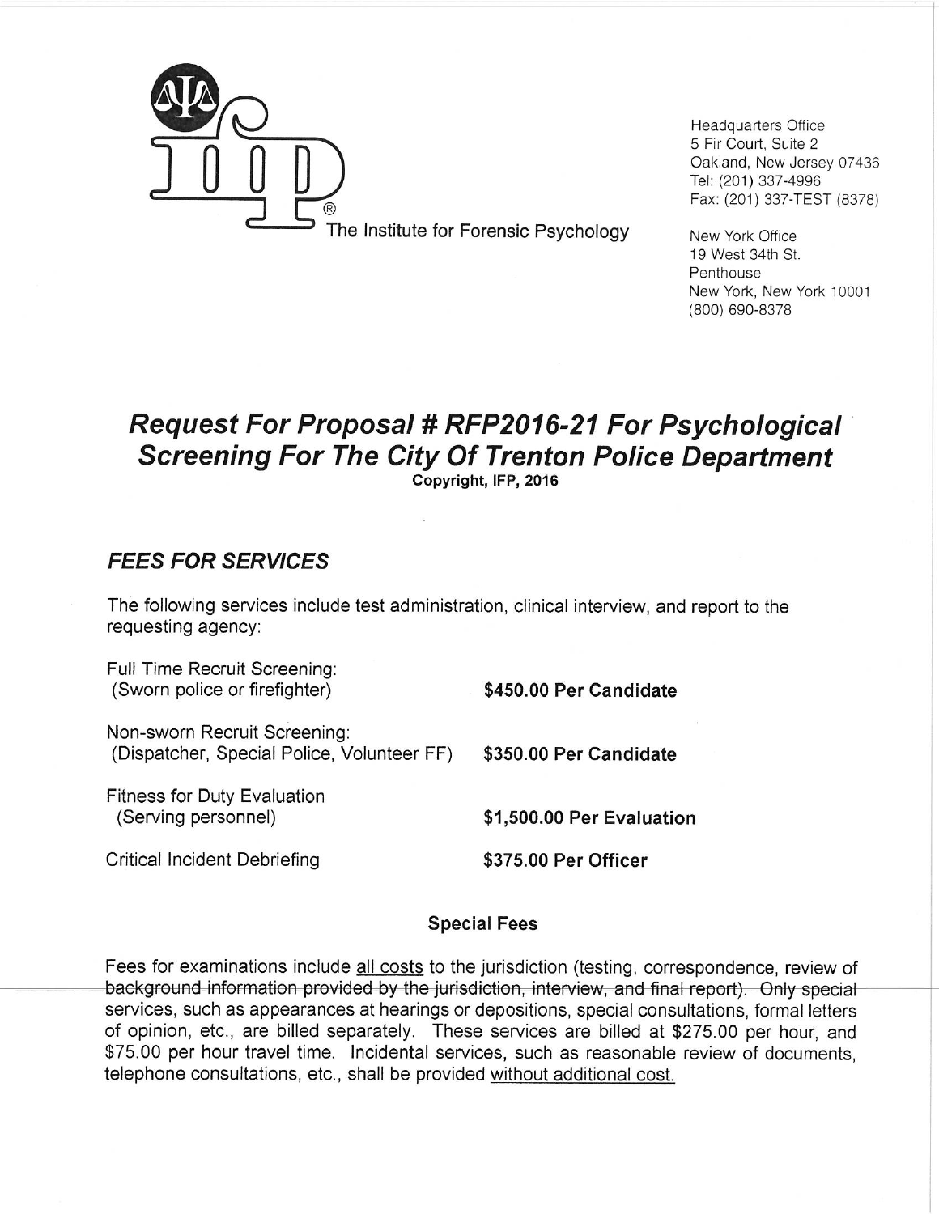The Institute for Forensic Psychology

Headquarters Office
5 Fir Court, Suite 2
Oakland, New Jersey 07436
Tel: (201) 337-4996
Fax: (201) 337-TEST (8378)

New York Office
19 West 34th St.
Penthouse
New York, New York 10001
(800) 690-8378

# *Request For Proposal # RFP2016-21 For Psychological Screening For The City Of Trenton Police Department*

**Copyright, IFP, 2016**

## *FEES FOR SERVICES*

The following services include test administration, clinical interview, and report to the requesting agency:

| | |
|---|---|
| Full Time Recruit Screening: (Sworn police or firefighter) | **$450.00 Per Candidate** |
| Non-sworn Recruit Screening: (Dispatcher, Special Police, Volunteer FF) | **$350.00 Per Candidate** |
| Fitness for Duty Evaluation (Serving personnel) | **$1,500.00 Per Evaluation** |
| Critical Incident Debriefing | **$375.00 Per Officer** |

### Special Fees

Fees for examinations include all costs to the jurisdiction (testing, correspondence, review of background information provided by the jurisdiction, interview, and final report). Only special services, such as appearances at hearings or depositions, special consultations, formal letters of opinion, etc., are billed separately. These services are billed at $275.00 per hour, and $75.00 per hour travel time. Incidental services, such as reasonable review of documents, telephone consultations, etc., shall be provided without additional cost.